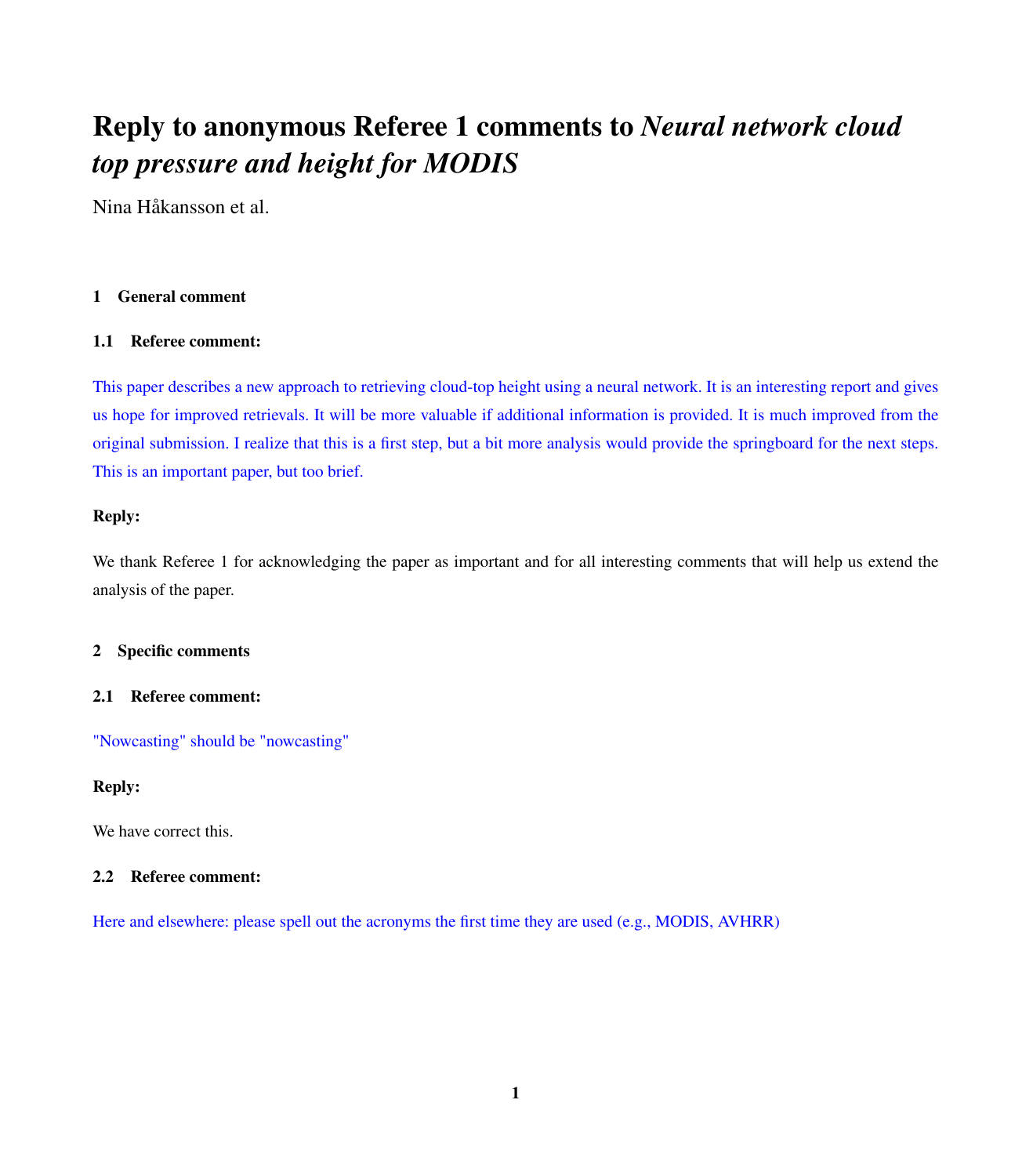# Reply to anonymous Referee 1 comments to *Neural network cloud top pressure and height for MODIS*

Nina Håkansson et al.

## 1 General comment

### 1.1 Referee comment:

This paper describes a new approach to retrieving cloud-top height using a neural network. It is an interesting report and gives us hope for improved retrievals. It will be more valuable if additional information is provided. It is much improved from the original submission. I realize that this is a first step, but a bit more analysis would provide the springboard for the next steps. This is an important paper, but too brief.

**Reply:**

We thank Referee 1 for acknowledging the paper as important and for all interesting comments that will help us extend the analysis of the paper.

## 2 Specific comments

### 2.1 Referee comment:

"Nowcasting" should be "nowcasting"

**Reply:**

We have correct this.

### 2.2 Referee comment:

Here and elsewhere: please spell out the acronyms the first time they are used (e.g., MODIS, AVHRR)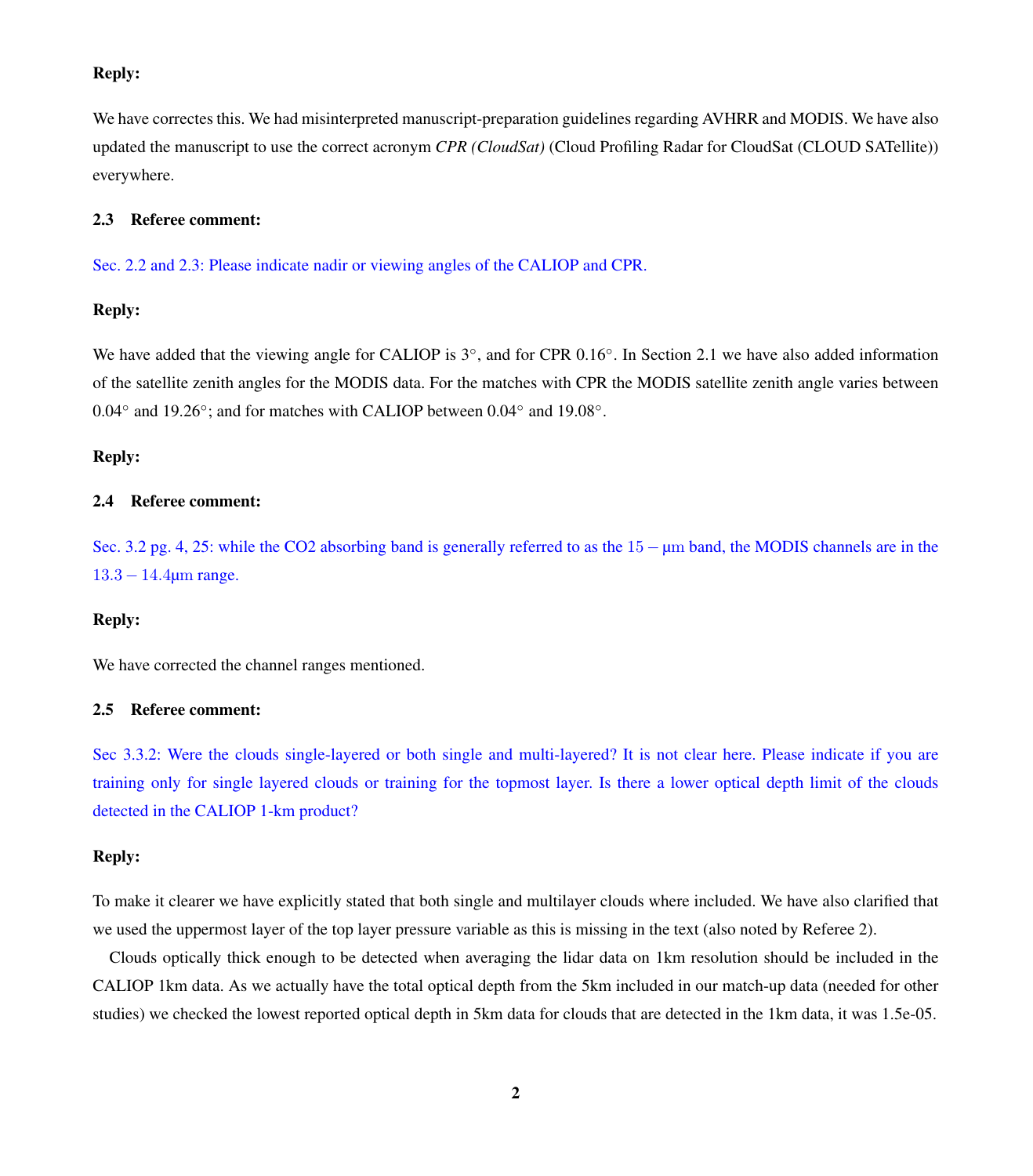**Reply:**

We have correctes this. We had misinterpreted manuscript-preparation guidelines regarding AVHRR and MODIS. We have also updated the manuscript to use the correct acronym *CPR (CloudSat)* (Cloud Profiling Radar for CloudSat (CLOUD SATellite)) everywhere.

### 2.3 Referee comment:

Sec. 2.2 and 2.3: Please indicate nadir or viewing angles of the CALIOP and CPR.

**Reply:**

We have added that the viewing angle for CALIOP is 3°, and for CPR 0.16°. In Section 2.1 we have also added information of the satellite zenith angles for the MODIS data. For the matches with CPR the MODIS satellite zenith angle varies between 0.04° and 19.26°; and for matches with CALIOP between 0.04° and 19.08°.

**Reply:**

### 2.4 Referee comment:

Sec. 3.2 pg. 4, 25: while the CO2 absorbing band is generally referred to as the $15-\mu\mathrm{m}$ band, the MODIS channels are in the $13.3-14.4\mu\mathrm{m}$ range.

**Reply:**

We have corrected the channel ranges mentioned.

### 2.5 Referee comment:

Sec 3.3.2: Were the clouds single-layered or both single and multi-layered? It is not clear here. Please indicate if you are training only for single layered clouds or training for the topmost layer. Is there a lower optical depth limit of the clouds detected in the CALIOP 1-km product?

**Reply:**

To make it clearer we have explicitly stated that both single and multilayer clouds where included. We have also clarified that we used the uppermost layer of the top layer pressure variable as this is missing in the text (also noted by Referee 2).

Clouds optically thick enough to be detected when averaging the lidar data on 1km resolution should be included in the CALIOP 1km data. As we actually have the total optical depth from the 5km included in our match-up data (needed for other studies) we checked the lowest reported optical depth in 5km data for clouds that are detected in the 1km data, it was 1.5e-05.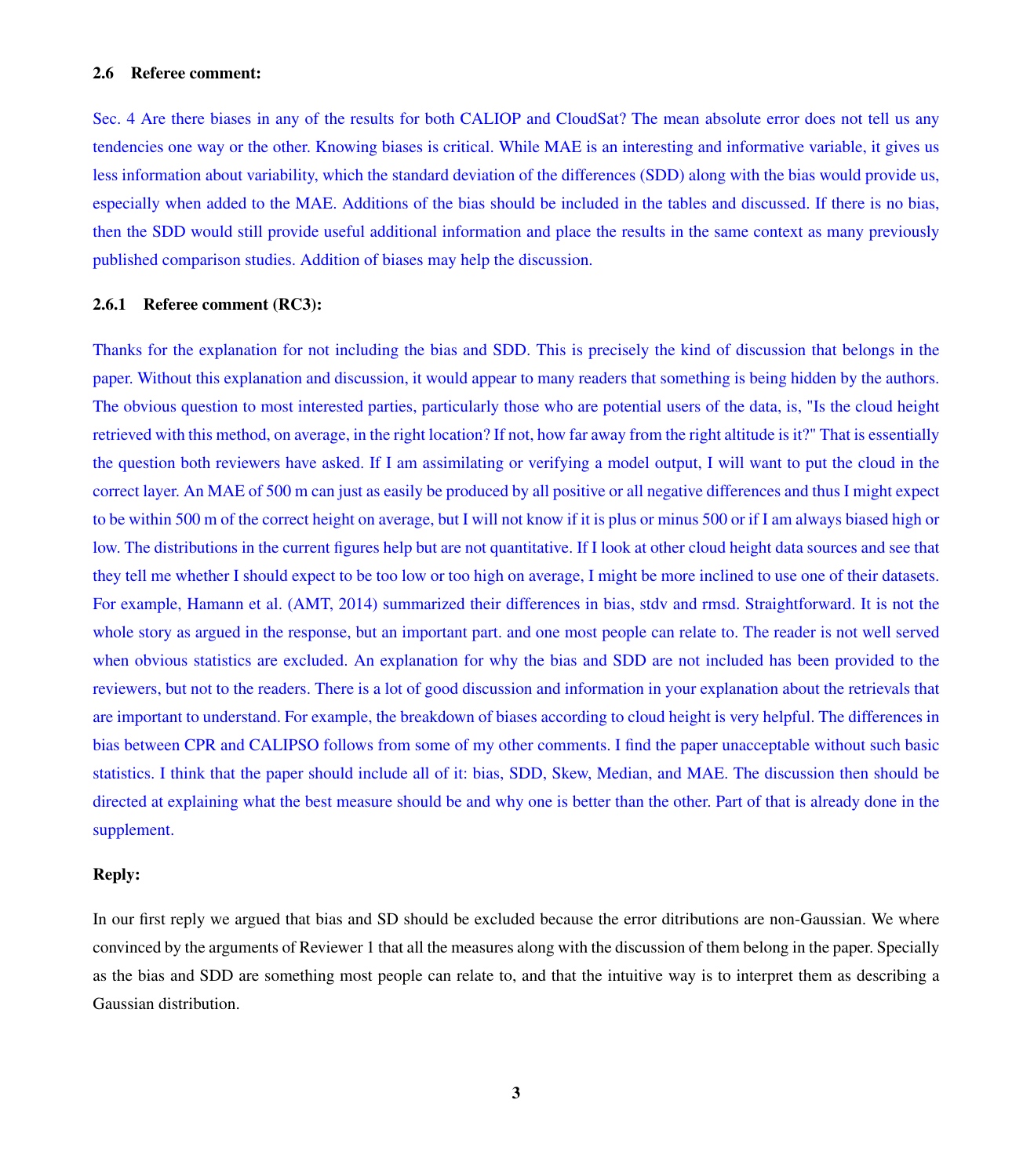### 2.6 Referee comment:

Sec. 4 Are there biases in any of the results for both CALIOP and CloudSat? The mean absolute error does not tell us any tendencies one way or the other. Knowing biases is critical. While MAE is an interesting and informative variable, it gives us less information about variability, which the standard deviation of the differences (SDD) along with the bias would provide us, especially when added to the MAE. Additions of the bias should be included in the tables and discussed. If there is no bias, then the SDD would still provide useful additional information and place the results in the same context as many previously published comparison studies. Addition of biases may help the discussion.

#### 2.6.1 Referee comment (RC3):

Thanks for the explanation for not including the bias and SDD. This is precisely the kind of discussion that belongs in the paper. Without this explanation and discussion, it would appear to many readers that something is being hidden by the authors. The obvious question to most interested parties, particularly those who are potential users of the data, is, "Is the cloud height retrieved with this method, on average, in the right location? If not, how far away from the right altitude is it?" That is essentially the question both reviewers have asked. If I am assimilating or verifying a model output, I will want to put the cloud in the correct layer. An MAE of 500 m can just as easily be produced by all positive or all negative differences and thus I might expect to be within 500 m of the correct height on average, but I will not know if it is plus or minus 500 or if I am always biased high or low. The distributions in the current figures help but are not quantitative. If I look at other cloud height data sources and see that they tell me whether I should expect to be too low or too high on average, I might be more inclined to use one of their datasets. For example, Hamann et al. (AMT, 2014) summarized their differences in bias, stdv and rmsd. Straightforward. It is not the whole story as argued in the response, but an important part. and one most people can relate to. The reader is not well served when obvious statistics are excluded. An explanation for why the bias and SDD are not included has been provided to the reviewers, but not to the readers. There is a lot of good discussion and information in your explanation about the retrievals that are important to understand. For example, the breakdown of biases according to cloud height is very helpful. The differences in bias between CPR and CALIPSO follows from some of my other comments. I find the paper unacceptable without such basic statistics. I think that the paper should include all of it: bias, SDD, Skew, Median, and MAE. The discussion then should be directed at explaining what the best measure should be and why one is better than the other. Part of that is already done in the supplement.

**Reply:**

In our first reply we argued that bias and SD should be excluded because the error ditributions are non-Gaussian. We where convinced by the arguments of Reviewer 1 that all the measures along with the discussion of them belong in the paper. Specially as the bias and SDD are something most people can relate to, and that the intuitive way is to interpret them as describing a Gaussian distribution.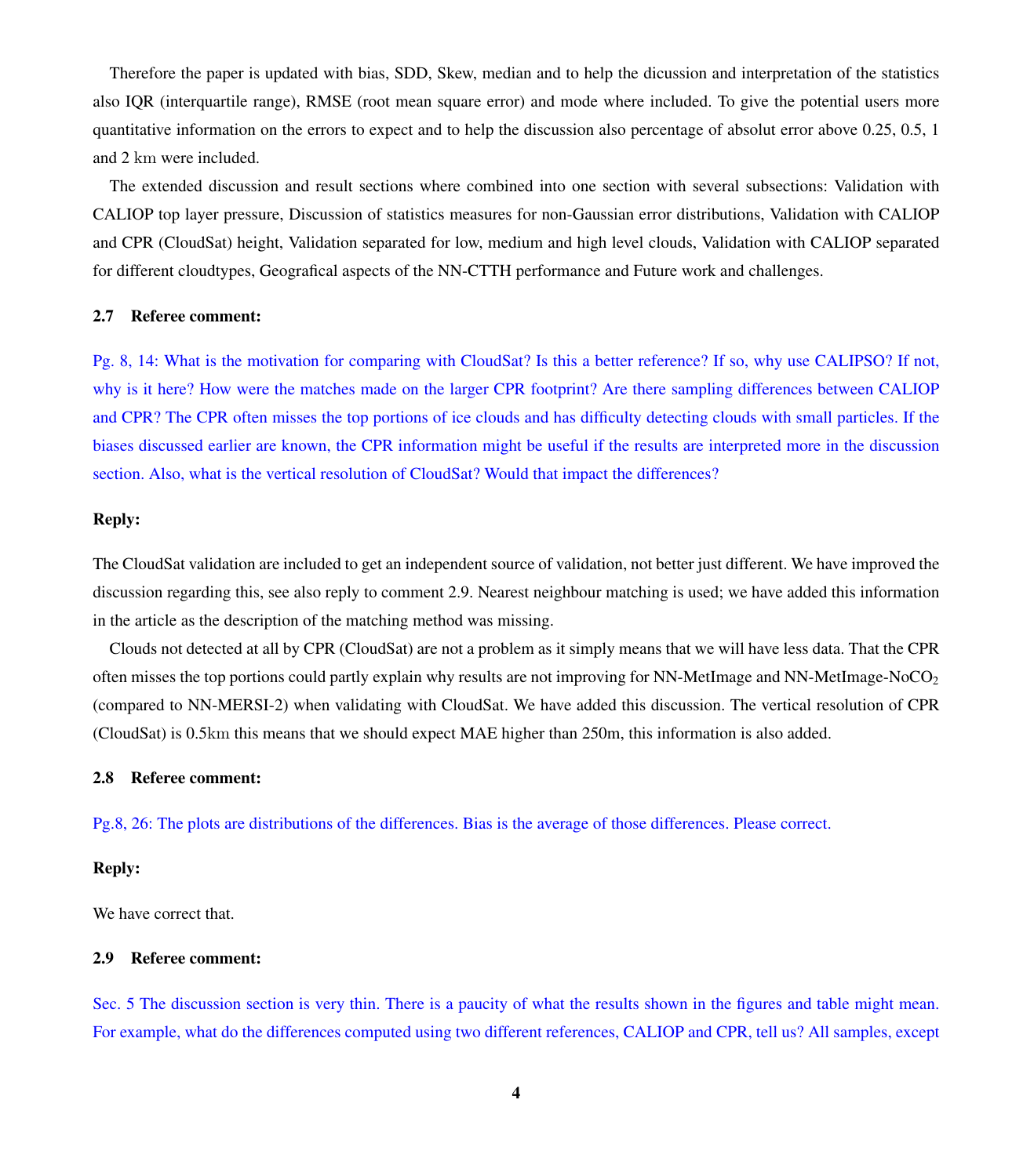Therefore the paper is updated with bias, SDD, Skew, median and to help the dicussion and interpretation of the statistics also IQR (interquartile range), RMSE (root mean square error) and mode where included. To give the potential users more quantitative information on the errors to expect and to help the discussion also percentage of absolut error above 0.25, 0.5, 1 and 2 km were included.

The extended discussion and result sections where combined into one section with several subsections: Validation with CALIOP top layer pressure, Discussion of statistics measures for non-Gaussian error distributions, Validation with CALIOP and CPR (CloudSat) height, Validation separated for low, medium and high level clouds, Validation with CALIOP separated for different cloudtypes, Geografical aspects of the NN-CTTH performance and Future work and challenges.

### 2.7 Referee comment:

Pg. 8, 14: What is the motivation for comparing with CloudSat? Is this a better reference? If so, why use CALIPSO? If not, why is it here? How were the matches made on the larger CPR footprint? Are there sampling differences between CALIOP and CPR? The CPR often misses the top portions of ice clouds and has difficulty detecting clouds with small particles. If the biases discussed earlier are known, the CPR information might be useful if the results are interpreted more in the discussion section. Also, what is the vertical resolution of CloudSat? Would that impact the differences?

**Reply:**

The CloudSat validation are included to get an independent source of validation, not better just different. We have improved the discussion regarding this, see also reply to comment 2.9. Nearest neighbour matching is used; we have added this information in the article as the description of the matching method was missing.

Clouds not detected at all by CPR (CloudSat) are not a problem as it simply means that we will have less data. That the CPR often misses the top portions could partly explain why results are not improving for NN-MetImage and NN-MetImage-No$CO_2$ (compared to NN-MERSI-2) when validating with CloudSat. We have added this discussion. The vertical resolution of CPR (CloudSat) is 0.5km this means that we should expect MAE higher than 250m, this information is also added.

### 2.8 Referee comment:

Pg.8, 26: The plots are distributions of the differences. Bias is the average of those differences. Please correct.

**Reply:**

We have correct that.

### 2.9 Referee comment:

Sec. 5 The discussion section is very thin. There is a paucity of what the results shown in the figures and table might mean. For example, what do the differences computed using two different references, CALIOP and CPR, tell us? All samples, except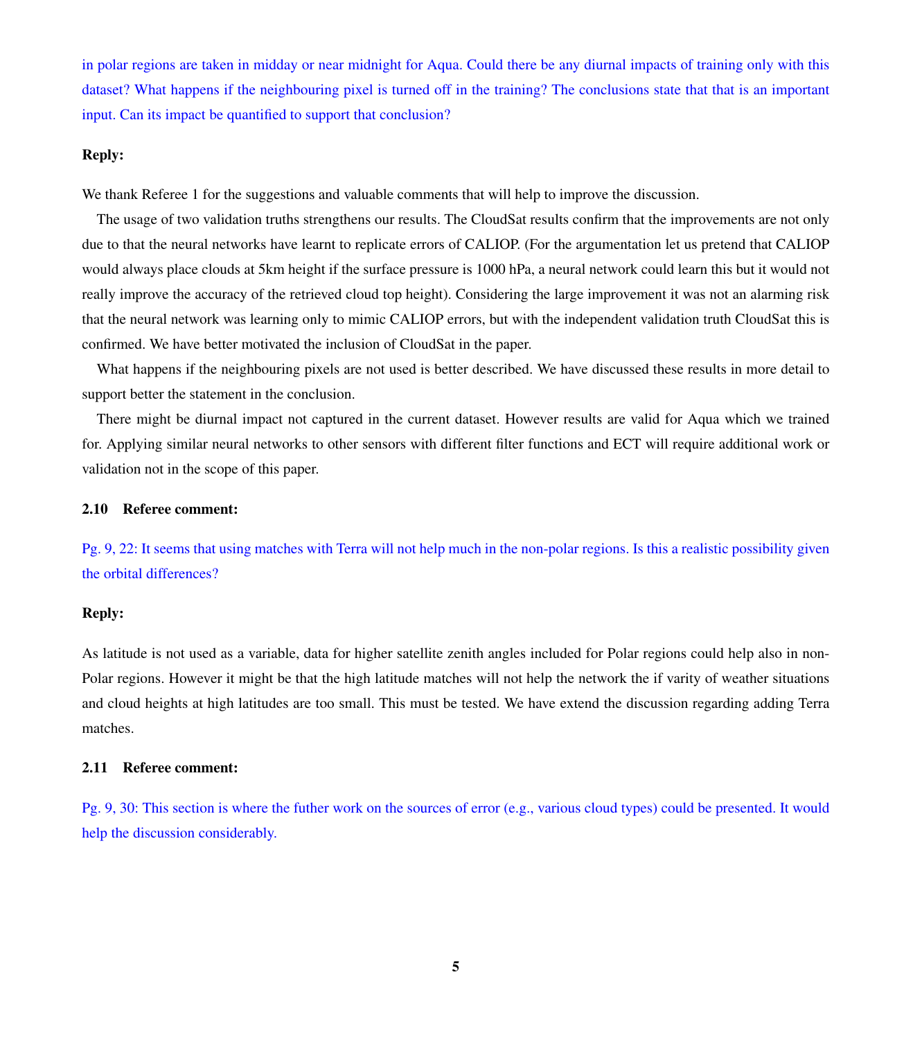in polar regions are taken in midday or near midnight for Aqua. Could there be any diurnal impacts of training only with this dataset? What happens if the neighbouring pixel is turned off in the training? The conclusions state that that is an important input. Can its impact be quantified to support that conclusion?

**Reply:**

We thank Referee 1 for the suggestions and valuable comments that will help to improve the discussion.

The usage of two validation truths strengthens our results. The CloudSat results confirm that the improvements are not only due to that the neural networks have learnt to replicate errors of CALIOP. (For the argumentation let us pretend that CALIOP would always place clouds at 5km height if the surface pressure is 1000 hPa, a neural network could learn this but it would not really improve the accuracy of the retrieved cloud top height). Considering the large improvement it was not an alarming risk that the neural network was learning only to mimic CALIOP errors, but with the independent validation truth CloudSat this is confirmed. We have better motivated the inclusion of CloudSat in the paper.

What happens if the neighbouring pixels are not used is better described. We have discussed these results in more detail to support better the statement in the conclusion.

There might be diurnal impact not captured in the current dataset. However results are valid for Aqua which we trained for. Applying similar neural networks to other sensors with different filter functions and ECT will require additional work or validation not in the scope of this paper.

### 2.10 Referee comment:

Pg. 9, 22: It seems that using matches with Terra will not help much in the non-polar regions. Is this a realistic possibility given the orbital differences?

**Reply:**

As latitude is not used as a variable, data for higher satellite zenith angles included for Polar regions could help also in non-Polar regions. However it might be that the high latitude matches will not help the network the if varity of weather situations and cloud heights at high latitudes are too small. This must be tested. We have extend the discussion regarding adding Terra matches.

### 2.11 Referee comment:

Pg. 9, 30: This section is where the futher work on the sources of error (e.g., various cloud types) could be presented. It would help the discussion considerably.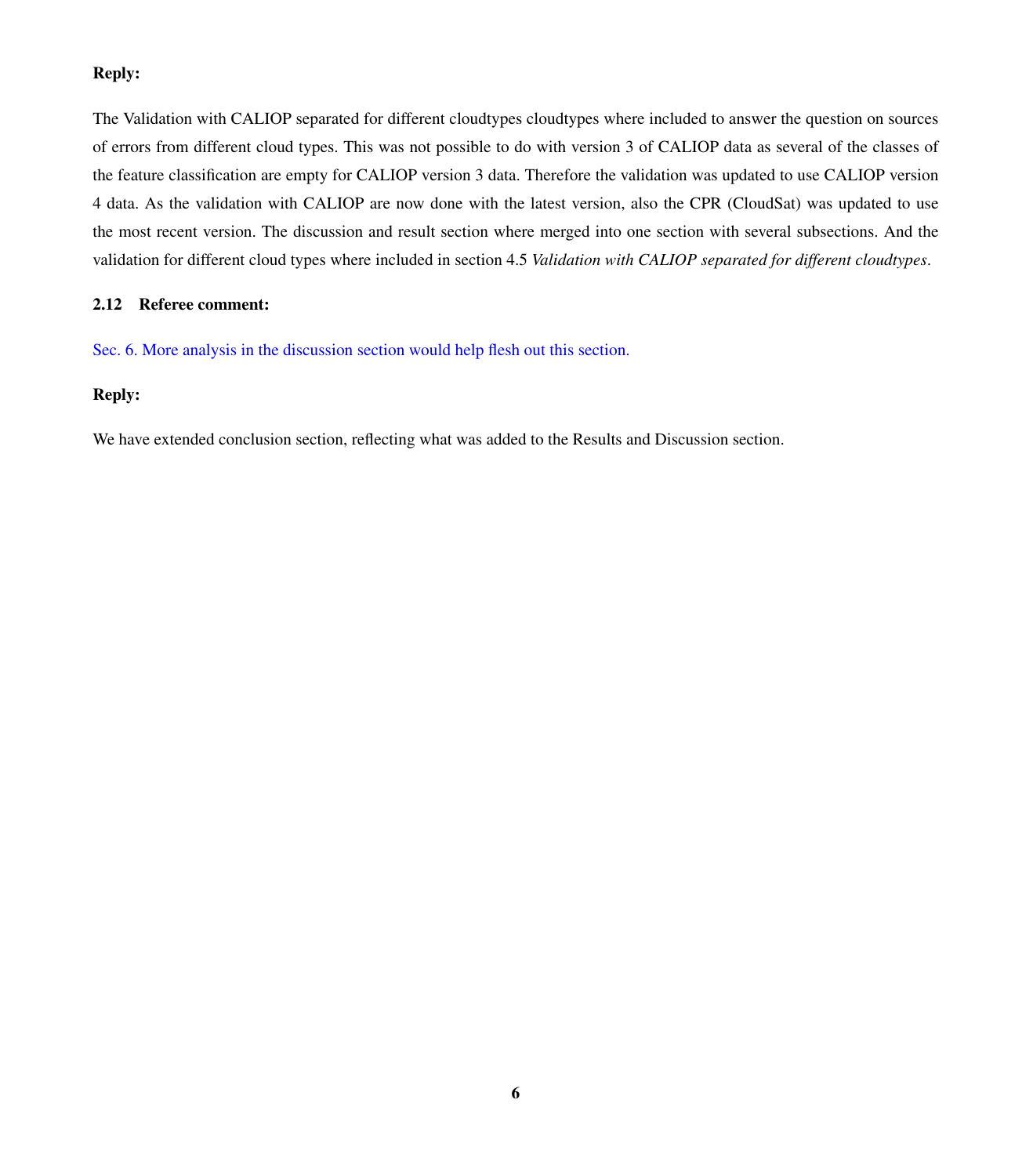**Reply:**

The Validation with CALIOP separated for different cloudtypes cloudtypes where included to answer the question on sources of errors from different cloud types. This was not possible to do with version 3 of CALIOP data as several of the classes of the feature classification are empty for CALIOP version 3 data. Therefore the validation was updated to use CALIOP version 4 data. As the validation with CALIOP are now done with the latest version, also the CPR (CloudSat) was updated to use the most recent version. The discussion and result section where merged into one section with several subsections. And the validation for different cloud types where included in section 4.5 *Validation with CALIOP separated for different cloudtypes*.

### 2.12 Referee comment:

Sec. 6. More analysis in the discussion section would help flesh out this section.

**Reply:**

We have extended conclusion section, reflecting what was added to the Results and Discussion section.